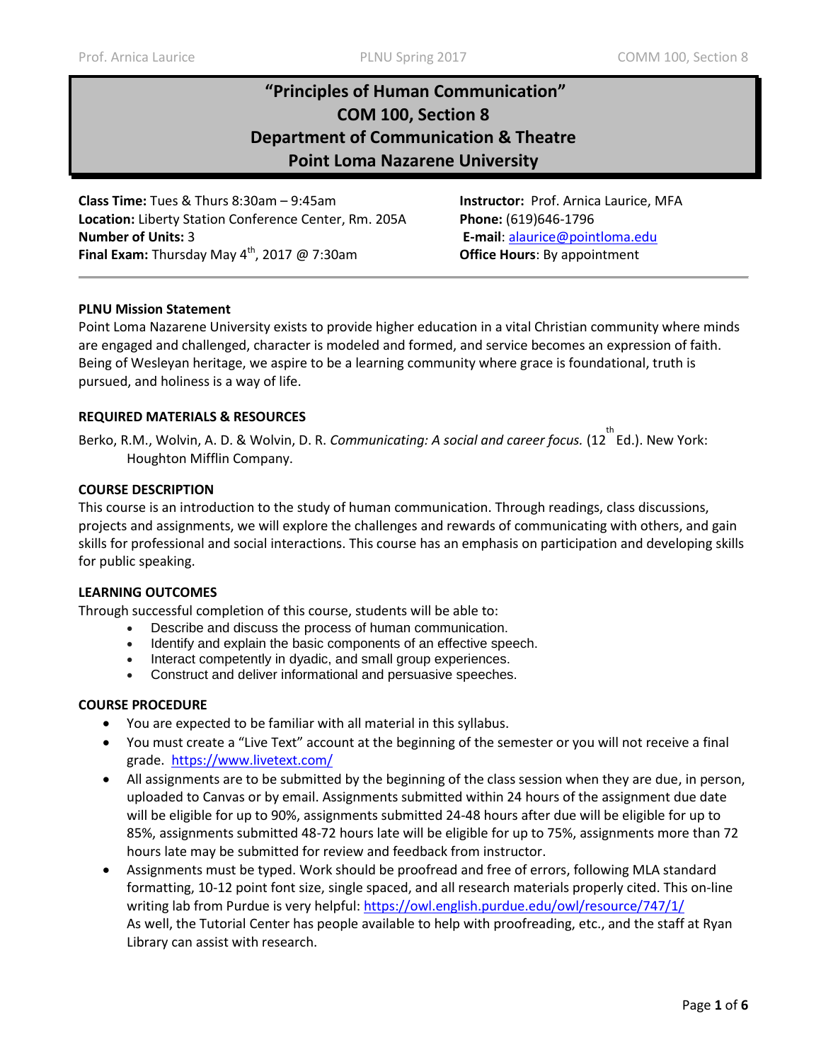# "Principles of Human Communication"
# COM 100, Section 8
# Department of Communication & Theatre
# Point Loma Nazarene University

**Class Time:** Tues & Thurs 8:30am – 9:45am
**Location:** Liberty Station Conference Center, Rm. 205A
**Number of Units:** 3
**Final Exam:** Thursday May 4th, 2017 @ 7:30am

**Instructor:** Prof. Arnica Laurice, MFA
**Phone:** (619)646-1796
**E-mail**: alaurice@pointloma.edu
**Office Hours**: By appointment

---

**PLNU Mission Statement**

Point Loma Nazarene University exists to provide higher education in a vital Christian community where minds are engaged and challenged, character is modeled and formed, and service becomes an expression of faith. Being of Wesleyan heritage, we aspire to be a learning community where grace is foundational, truth is pursued, and holiness is a way of life.

**REQUIRED MATERIALS & RESOURCES**

Berko, R.M., Wolvin, A. D. & Wolvin, D. R. *Communicating: A social and career focus.* (12th Ed.). New York: Houghton Mifflin Company.

**COURSE DESCRIPTION**

This course is an introduction to the study of human communication. Through readings, class discussions, projects and assignments, we will explore the challenges and rewards of communicating with others, and gain skills for professional and social interactions. This course has an emphasis on participation and developing skills for public speaking.

**LEARNING OUTCOMES**

Through successful completion of this course, students will be able to:

- Describe and discuss the process of human communication.
- Identify and explain the basic components of an effective speech.
- Interact competently in dyadic, and small group experiences.
- Construct and deliver informational and persuasive speeches.

**COURSE PROCEDURE**

- You are expected to be familiar with all material in this syllabus.
- You must create a "Live Text" account at the beginning of the semester or you will not receive a final grade. https://www.livetext.com/
- All assignments are to be submitted by the beginning of the class session when they are due, in person, uploaded to Canvas or by email. Assignments submitted within 24 hours of the assignment due date will be eligible for up to 90%, assignments submitted 24-48 hours after due will be eligible for up to 85%, assignments submitted 48-72 hours late will be eligible for up to 75%, assignments more than 72 hours late may be submitted for review and feedback from instructor.
- Assignments must be typed. Work should be proofread and free of errors, following MLA standard formatting, 10-12 point font size, single spaced, and all research materials properly cited. This on-line writing lab from Purdue is very helpful: https://owl.english.purdue.edu/owl/resource/747/1/
  As well, the Tutorial Center has people available to help with proofreading, etc., and the staff at Ryan Library can assist with research.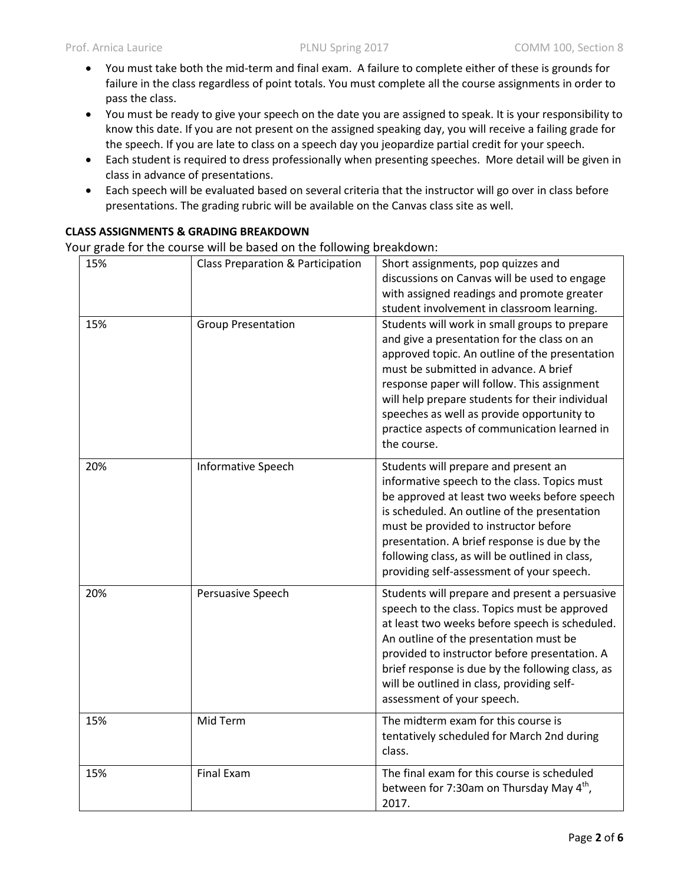- You must take both the mid-term and final exam. A failure to complete either of these is grounds for failure in the class regardless of point totals. You must complete all the course assignments in order to pass the class.
- You must be ready to give your speech on the date you are assigned to speak. It is your responsibility to know this date. If you are not present on the assigned speaking day, you will receive a failing grade for the speech. If you are late to class on a speech day you jeopardize partial credit for your speech.
- Each student is required to dress professionally when presenting speeches. More detail will be given in class in advance of presentations.
- Each speech will be evaluated based on several criteria that the instructor will go over in class before presentations. The grading rubric will be available on the Canvas class site as well.

**CLASS ASSIGNMENTS & GRADING BREAKDOWN**

Your grade for the course will be based on the following breakdown:

| | | |
|---|---|---|
| 15% | Class Preparation & Participation | Short assignments, pop quizzes and discussions on Canvas will be used to engage with assigned readings and promote greater student involvement in classroom learning. |
| 15% | Group Presentation | Students will work in small groups to prepare and give a presentation for the class on an approved topic. An outline of the presentation must be submitted in advance. A brief response paper will follow. This assignment will help prepare students for their individual speeches as well as provide opportunity to practice aspects of communication learned in the course. |
| 20% | Informative Speech | Students will prepare and present an informative speech to the class. Topics must be approved at least two weeks before speech is scheduled. An outline of the presentation must be provided to instructor before presentation. A brief response is due by the following class, as will be outlined in class, providing self-assessment of your speech. |
| 20% | Persuasive Speech | Students will prepare and present a persuasive speech to the class. Topics must be approved at least two weeks before speech is scheduled. An outline of the presentation must be provided to instructor before presentation. A brief response is due by the following class, as will be outlined in class, providing self-assessment of your speech. |
| 15% | Mid Term | The midterm exam for this course is tentatively scheduled for March 2nd during class. |
| 15% | Final Exam | The final exam for this course is scheduled between for 7:30am on Thursday May 4th, 2017. |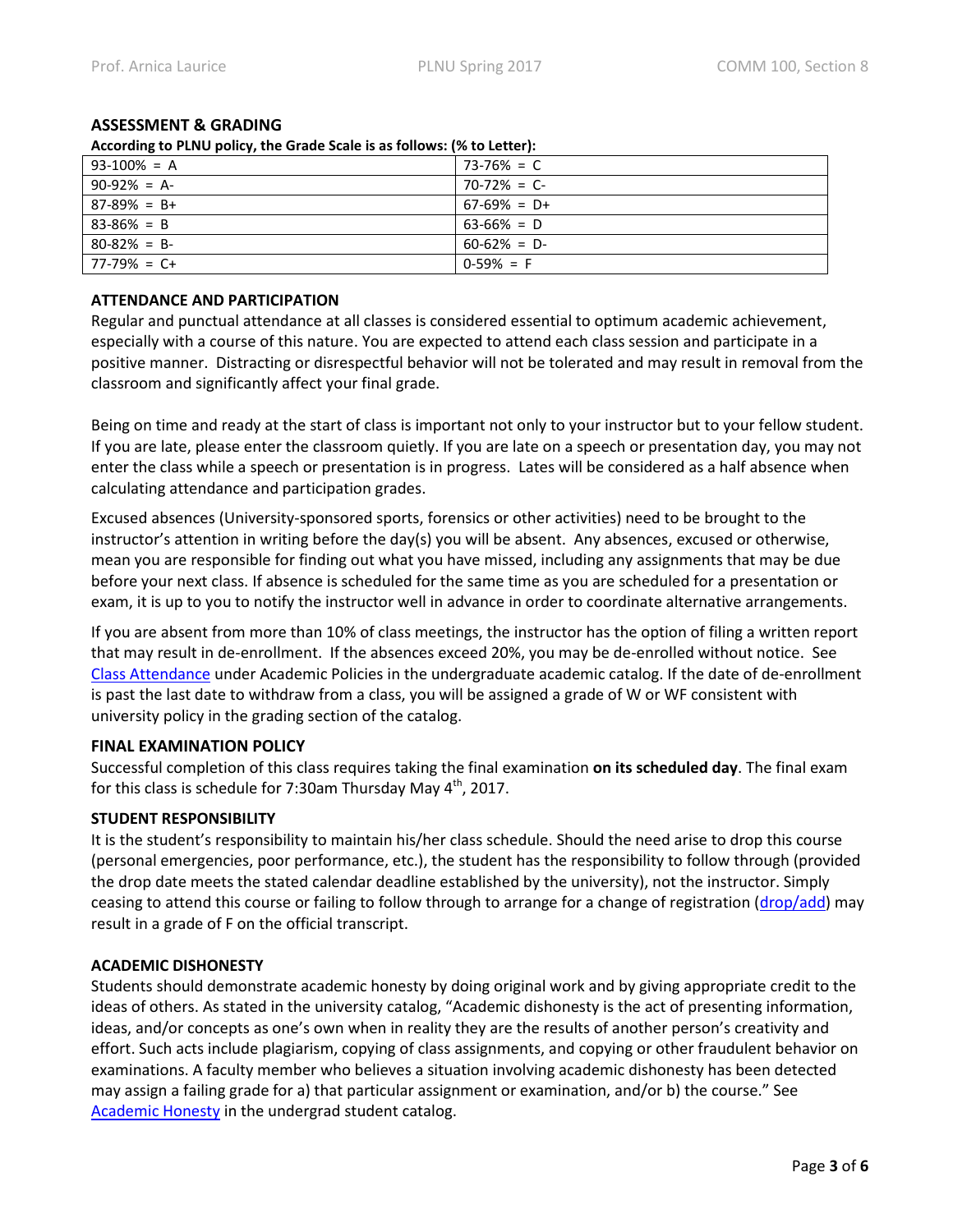### ASSESSMENT & GRADING

**According to PLNU policy, the Grade Scale is as follows: (% to Letter):**

| | |
|---|---|
| 93-100% = A | 73-76% = C |
| 90-92% = A- | 70-72% = C- |
| 87-89% = B+ | 67-69% = D+ |
| 83-86% = B | 63-66% = D |
| 80-82% = B- | 60-62% = D- |
| 77-79% = C+ | 0-59% = F |

### ATTENDANCE AND PARTICIPATION

Regular and punctual attendance at all classes is considered essential to optimum academic achievement, especially with a course of this nature. You are expected to attend each class session and participate in a positive manner. Distracting or disrespectful behavior will not be tolerated and may result in removal from the classroom and significantly affect your final grade.

Being on time and ready at the start of class is important not only to your instructor but to your fellow student. If you are late, please enter the classroom quietly. If you are late on a speech or presentation day, you may not enter the class while a speech or presentation is in progress. Lates will be considered as a half absence when calculating attendance and participation grades.

Excused absences (University-sponsored sports, forensics or other activities) need to be brought to the instructor's attention in writing before the day(s) you will be absent. Any absences, excused or otherwise, mean you are responsible for finding out what you have missed, including any assignments that may be due before your next class. If absence is scheduled for the same time as you are scheduled for a presentation or exam, it is up to you to notify the instructor well in advance in order to coordinate alternative arrangements.

If you are absent from more than 10% of class meetings, the instructor has the option of filing a written report that may result in de-enrollment. If the absences exceed 20%, you may be de-enrolled without notice. See Class Attendance under Academic Policies in the undergraduate academic catalog. If the date of de-enrollment is past the last date to withdraw from a class, you will be assigned a grade of W or WF consistent with university policy in the grading section of the catalog.

### FINAL EXAMINATION POLICY

Successful completion of this class requires taking the final examination **on its scheduled day**. The final exam for this class is schedule for 7:30am Thursday May 4th, 2017.

### STUDENT RESPONSIBILITY

It is the student's responsibility to maintain his/her class schedule. Should the need arise to drop this course (personal emergencies, poor performance, etc.), the student has the responsibility to follow through (provided the drop date meets the stated calendar deadline established by the university), not the instructor. Simply ceasing to attend this course or failing to follow through to arrange for a change of registration (drop/add) may result in a grade of F on the official transcript.

### ACADEMIC DISHONESTY

Students should demonstrate academic honesty by doing original work and by giving appropriate credit to the ideas of others. As stated in the university catalog, "Academic dishonesty is the act of presenting information, ideas, and/or concepts as one's own when in reality they are the results of another person's creativity and effort. Such acts include plagiarism, copying of class assignments, and copying or other fraudulent behavior on examinations. A faculty member who believes a situation involving academic dishonesty has been detected may assign a failing grade for a) that particular assignment or examination, and/or b) the course." See Academic Honesty in the undergrad student catalog.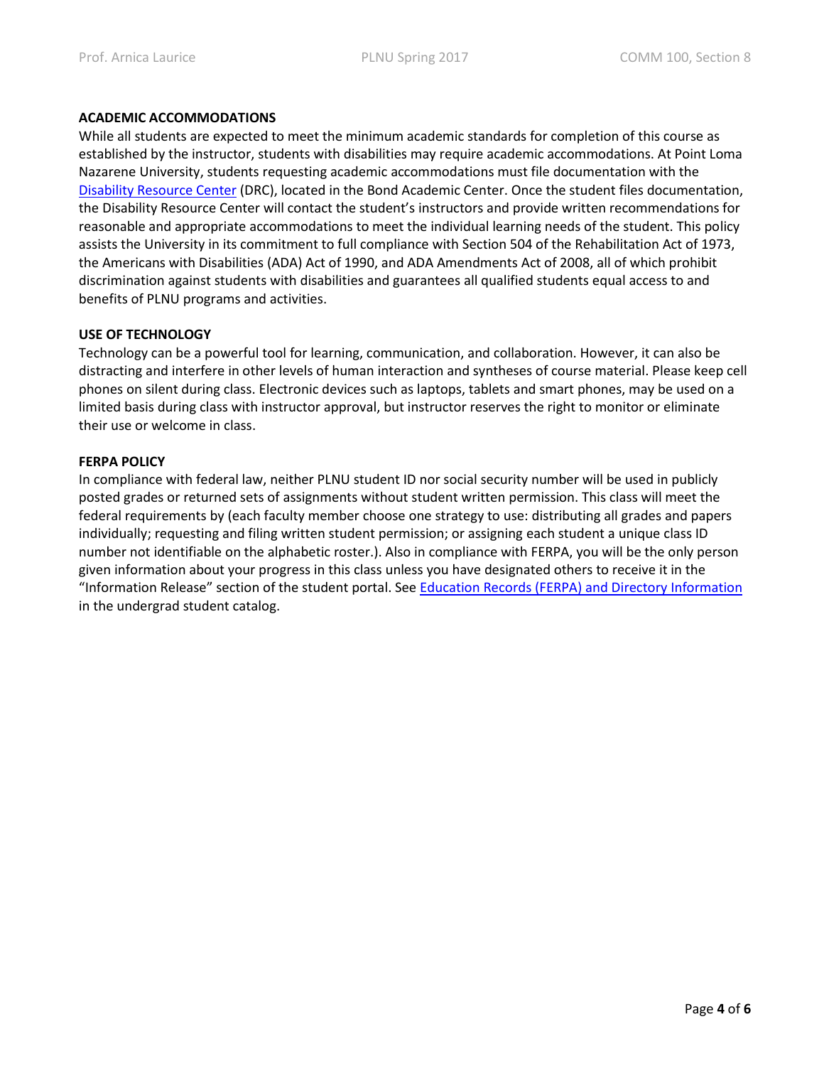**ACADEMIC ACCOMMODATIONS**

While all students are expected to meet the minimum academic standards for completion of this course as established by the instructor, students with disabilities may require academic accommodations. At Point Loma Nazarene University, students requesting academic accommodations must file documentation with the [Disability Resource Center](#) (DRC), located in the Bond Academic Center. Once the student files documentation, the Disability Resource Center will contact the student's instructors and provide written recommendations for reasonable and appropriate accommodations to meet the individual learning needs of the student. This policy assists the University in its commitment to full compliance with Section 504 of the Rehabilitation Act of 1973, the Americans with Disabilities (ADA) Act of 1990, and ADA Amendments Act of 2008, all of which prohibit discrimination against students with disabilities and guarantees all qualified students equal access to and benefits of PLNU programs and activities.

**USE OF TECHNOLOGY**

Technology can be a powerful tool for learning, communication, and collaboration. However, it can also be distracting and interfere in other levels of human interaction and syntheses of course material. Please keep cell phones on silent during class. Electronic devices such as laptops, tablets and smart phones, may be used on a limited basis during class with instructor approval, but instructor reserves the right to monitor or eliminate their use or welcome in class.

**FERPA POLICY**

In compliance with federal law, neither PLNU student ID nor social security number will be used in publicly posted grades or returned sets of assignments without student written permission. This class will meet the federal requirements by (each faculty member choose one strategy to use: distributing all grades and papers individually; requesting and filing written student permission; or assigning each student a unique class ID number not identifiable on the alphabetic roster.). Also in compliance with FERPA, you will be the only person given information about your progress in this class unless you have designated others to receive it in the "Information Release" section of the student portal. See [Education Records (FERPA) and Directory Information](#) in the undergrad student catalog.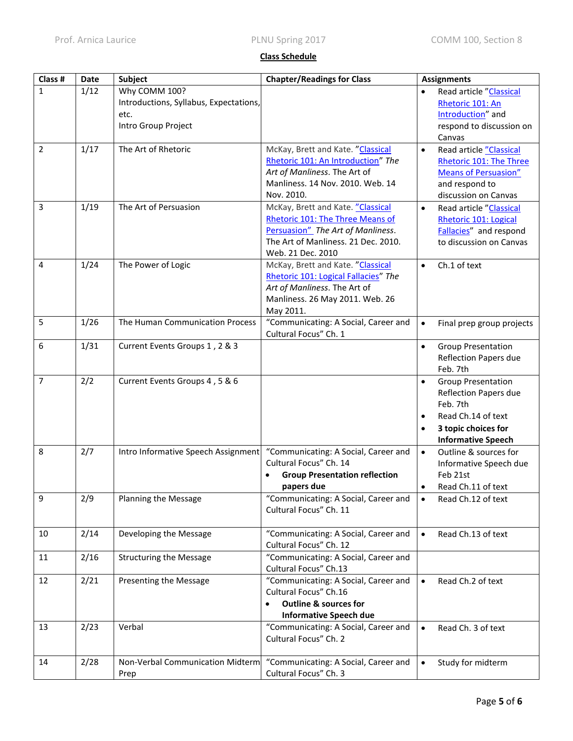## Class Schedule

| Class # | Date | Subject | Chapter/Readings for Class | Assignments |
|---|---|---|---|---|
| 1 | 1/12 | Why COMM 100? Introductions, Syllabus, Expectations, etc. Intro Group Project | | • Read article "Classical Rhetoric 101: An Introduction" and respond to discussion on Canvas |
| 2 | 1/17 | The Art of Rhetoric | McKay, Brett and Kate. "Classical Rhetoric 101: An Introduction" *The Art of Manliness*. The Art of Manliness. 14 Nov. 2010. Web. 14 Nov. 2010. | • Read article "Classical Rhetoric 101: The Three Means of Persuasion" and respond to discussion on Canvas |
| 3 | 1/19 | The Art of Persuasion | McKay, Brett and Kate. "Classical Rhetoric 101: The Three Means of Persuasion" *The Art of Manliness*. The Art of Manliness. 21 Dec. 2010. Web. 21 Dec. 2010 | • Read article "Classical Rhetoric 101: Logical Fallacies" and respond to discussion on Canvas |
| 4 | 1/24 | The Power of Logic | McKay, Brett and Kate. "Classical Rhetoric 101: Logical Fallacies" *The Art of Manliness*. The Art of Manliness. 26 May 2011. Web. 26 May 2011. | • Ch.1 of text |
| 5 | 1/26 | The Human Communication Process | "Communicating: A Social, Career and Cultural Focus" Ch. 1 | • Final prep group projects |
| 6 | 1/31 | Current Events Groups 1 , 2 & 3 | | • Group Presentation Reflection Papers due Feb. 7th |
| 7 | 2/2 | Current Events Groups 4 , 5 & 6 | | • Group Presentation Reflection Papers due Feb. 7th<br>• Read Ch.14 of text<br>• **3 topic choices for Informative Speech** |
| 8 | 2/7 | Intro Informative Speech Assignment | "Communicating: A Social, Career and Cultural Focus" Ch. 14<br>• **Group Presentation reflection papers due** | • Outline & sources for Informative Speech due Feb 21st<br>• Read Ch.11 of text |
| 9 | 2/9 | Planning the Message | "Communicating: A Social, Career and Cultural Focus" Ch. 11 | • Read Ch.12 of text |
| 10 | 2/14 | Developing the Message | "Communicating: A Social, Career and Cultural Focus" Ch. 12 | • Read Ch.13 of text |
| 11 | 2/16 | Structuring the Message | "Communicating: A Social, Career and Cultural Focus" Ch.13 | |
| 12 | 2/21 | Presenting the Message | "Communicating: A Social, Career and Cultural Focus" Ch.16<br>• **Outline & sources for Informative Speech due** | • Read Ch.2 of text |
| 13 | 2/23 | Verbal | "Communicating: A Social, Career and Cultural Focus" Ch. 2 | • Read Ch. 3 of text |
| 14 | 2/28 | Non-Verbal Communication Midterm Prep | "Communicating: A Social, Career and Cultural Focus" Ch. 3 | • Study for midterm |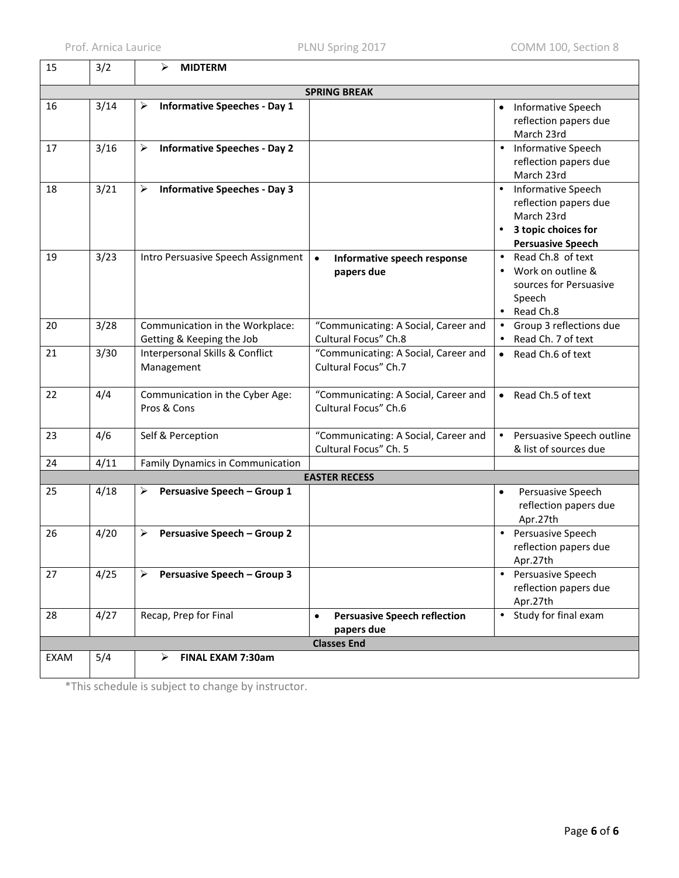| | | | | |
|---|---|---|---|---|
| 15 | 3/2 | ➢ **MIDTERM** | | |
| | | **SPRING BREAK** | | |
| 16 | 3/14 | ➢ **Informative Speeches - Day 1** | | • Informative Speech reflection papers due March 23rd |
| 17 | 3/16 | ➢ **Informative Speeches - Day 2** | | • Informative Speech reflection papers due March 23rd |
| 18 | 3/21 | ➢ **Informative Speeches - Day 3** | | • Informative Speech reflection papers due March 23rd<br>• **3 topic choices for Persuasive Speech** |
| 19 | 3/23 | Intro Persuasive Speech Assignment | • **Informative speech response papers due** | • Read Ch.8 of text<br>• Work on outline & sources for Persuasive Speech<br>• Read Ch.8 |
| 20 | 3/28 | Communication in the Workplace: Getting & Keeping the Job | "Communicating: A Social, Career and Cultural Focus" Ch.8 | • Group 3 reflections due<br>• Read Ch. 7 of text |
| 21 | 3/30 | Interpersonal Skills & Conflict Management | "Communicating: A Social, Career and Cultural Focus" Ch.7 | • Read Ch.6 of text |
| 22 | 4/4 | Communication in the Cyber Age: Pros & Cons | "Communicating: A Social, Career and Cultural Focus" Ch.6 | • Read Ch.5 of text |
| 23 | 4/6 | Self & Perception | "Communicating: A Social, Career and Cultural Focus" Ch. 5 | • Persuasive Speech outline & list of sources due |
| 24 | 4/11 | Family Dynamics in Communication | | |
| | | **EASTER RECESS** | | |
| 25 | 4/18 | ➢ **Persuasive Speech – Group 1** | | • Persuasive Speech reflection papers due Apr.27th |
| 26 | 4/20 | ➢ **Persuasive Speech – Group 2** | | • Persuasive Speech reflection papers due Apr.27th |
| 27 | 4/25 | ➢ **Persuasive Speech – Group 3** | | • Persuasive Speech reflection papers due Apr.27th |
| 28 | 4/27 | Recap, Prep for Final | • **Persuasive Speech reflection papers due** | • Study for final exam |
| | | **Classes End** | | |
| EXAM | 5/4 | ➢ **FINAL EXAM 7:30am** | | |

*This schedule is subject to change by instructor.